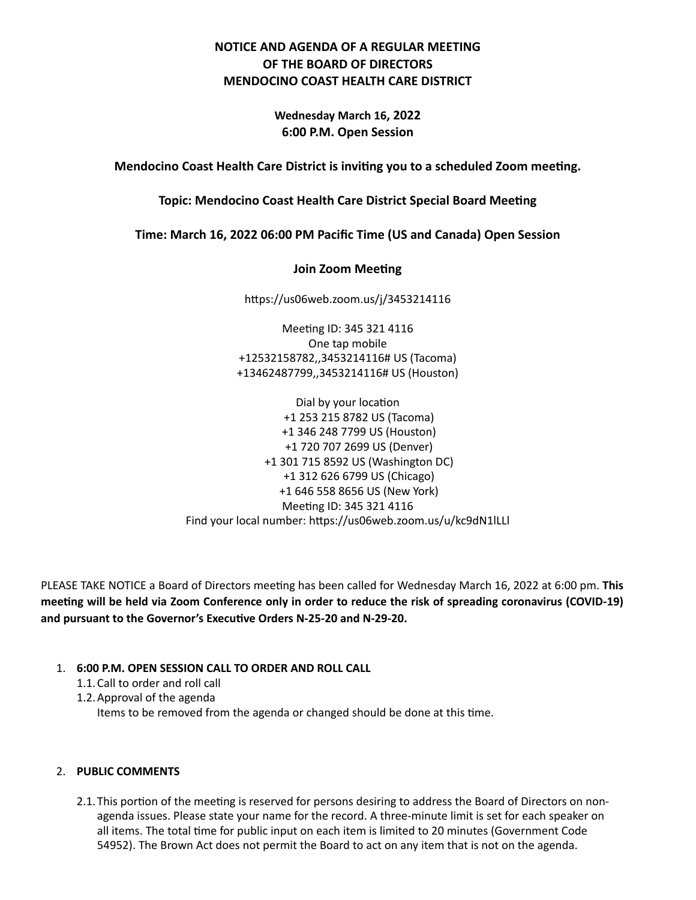**NOTICE AND AGENDA OF A REGULAR MEETING**
**OF THE BOARD OF DIRECTORS**
**MENDOCINO COAST HEALTH CARE DISTRICT**

**Wednesday March 16, 2022**
**6:00 P.M. Open Session**

**Mendocino Coast Health Care District is inviting you to a scheduled Zoom meeting.**

**Topic: Mendocino Coast Health Care District Special Board Meeting**

**Time: March 16, 2022 06:00 PM Pacific Time (US and Canada) Open Session**

**Join Zoom Meeting**

https://us06web.zoom.us/j/3453214116

Meeting ID: 345 321 4116
One tap mobile
+12532158782,,3453214116# US (Tacoma)
+13462487799,,3453214116# US (Houston)

Dial by your location
+1 253 215 8782 US (Tacoma)
+1 346 248 7799 US (Houston)
+1 720 707 2699 US (Denver)
+1 301 715 8592 US (Washington DC)
+1 312 626 6799 US (Chicago)
+1 646 558 8656 US (New York)
Meeting ID: 345 321 4116
Find your local number: https://us06web.zoom.us/u/kc9dN1lLLl

PLEASE TAKE NOTICE a Board of Directors meeting has been called for Wednesday March 16, 2022 at 6:00 pm. **This meeting will be held via Zoom Conference only in order to reduce the risk of spreading coronavirus (COVID-19) and pursuant to the Governor's Executive Orders N-25-20 and N-29-20.**

1. **6:00 P.M. OPEN SESSION CALL TO ORDER AND ROLL CALL**
   1.1. Call to order and roll call
   1.2. Approval of the agenda
   Items to be removed from the agenda or changed should be done at this time.

2. **PUBLIC COMMENTS**
   2.1. This portion of the meeting is reserved for persons desiring to address the Board of Directors on non-agenda issues. Please state your name for the record. A three-minute limit is set for each speaker on all items. The total time for public input on each item is limited to 20 minutes (Government Code 54952). The Brown Act does not permit the Board to act on any item that is not on the agenda.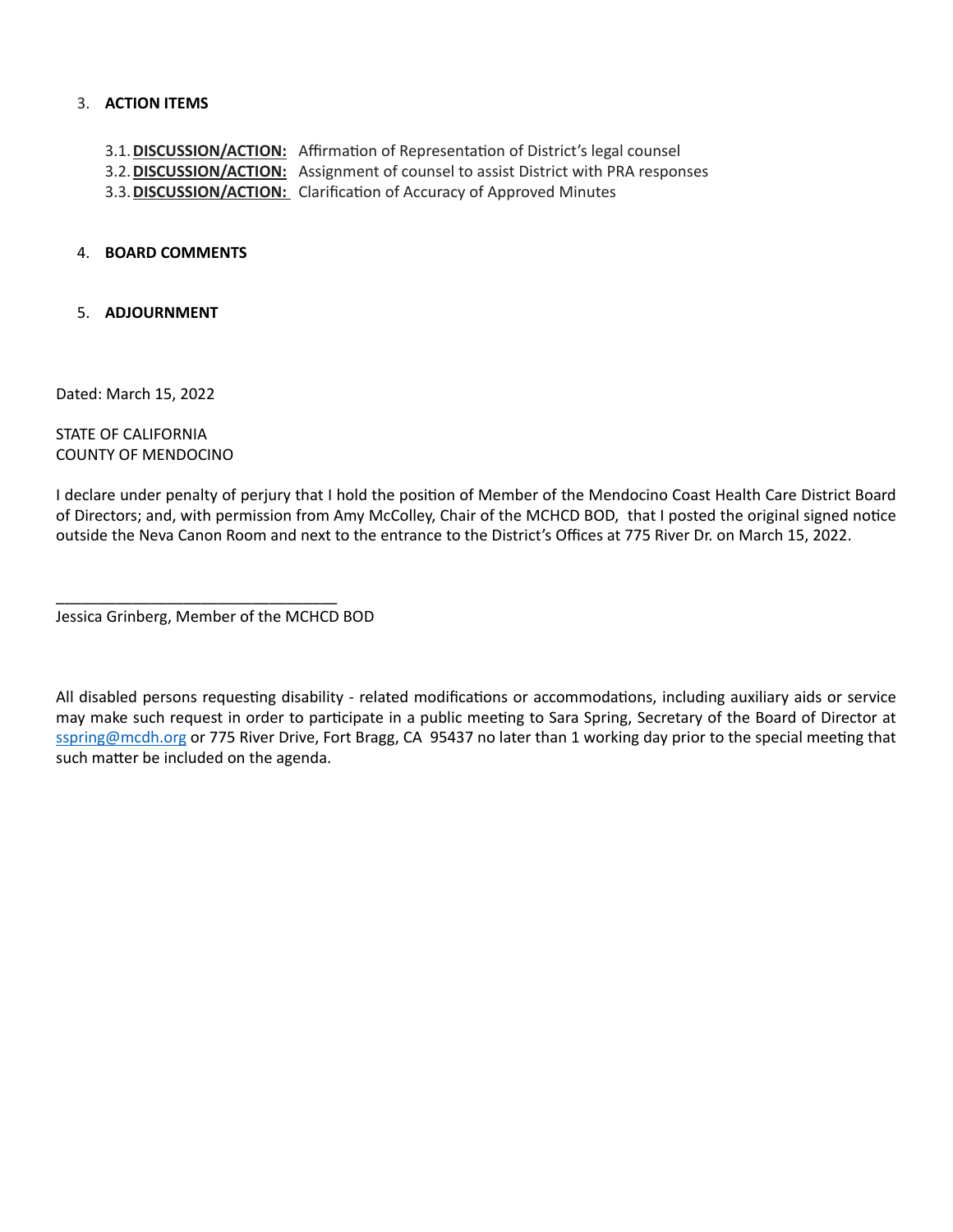3. **ACTION ITEMS**

   3.1. **DISCUSSION/ACTION:** Affirmation of Representation of District's legal counsel
   3.2. **DISCUSSION/ACTION:** Assignment of counsel to assist District with PRA responses
   3.3. **DISCUSSION/ACTION:** Clarification of Accuracy of Approved Minutes

4. **BOARD COMMENTS**

5. **ADJOURNMENT**

Dated: March 15, 2022

STATE OF CALIFORNIA
COUNTY OF MENDOCINO

I declare under penalty of perjury that I hold the position of Member of the Mendocino Coast Health Care District Board of Directors; and, with permission from Amy McColley, Chair of the MCHCD BOD, that I posted the original signed notice outside the Neva Canon Room and next to the entrance to the District's Offices at 775 River Dr. on March 15, 2022.

\_\_\_\_\_\_\_\_\_\_\_\_\_\_\_\_\_\_\_\_\_\_\_\_\_\_\_\_\_\_\_\_\_\_
Jessica Grinberg, Member of the MCHCD BOD

All disabled persons requesting disability - related modifications or accommodations, including auxiliary aids or service may make such request in order to participate in a public meeting to Sara Spring, Secretary of the Board of Director at sspring@mcdh.org or 775 River Drive, Fort Bragg, CA 95437 no later than 1 working day prior to the special meeting that such matter be included on the agenda.